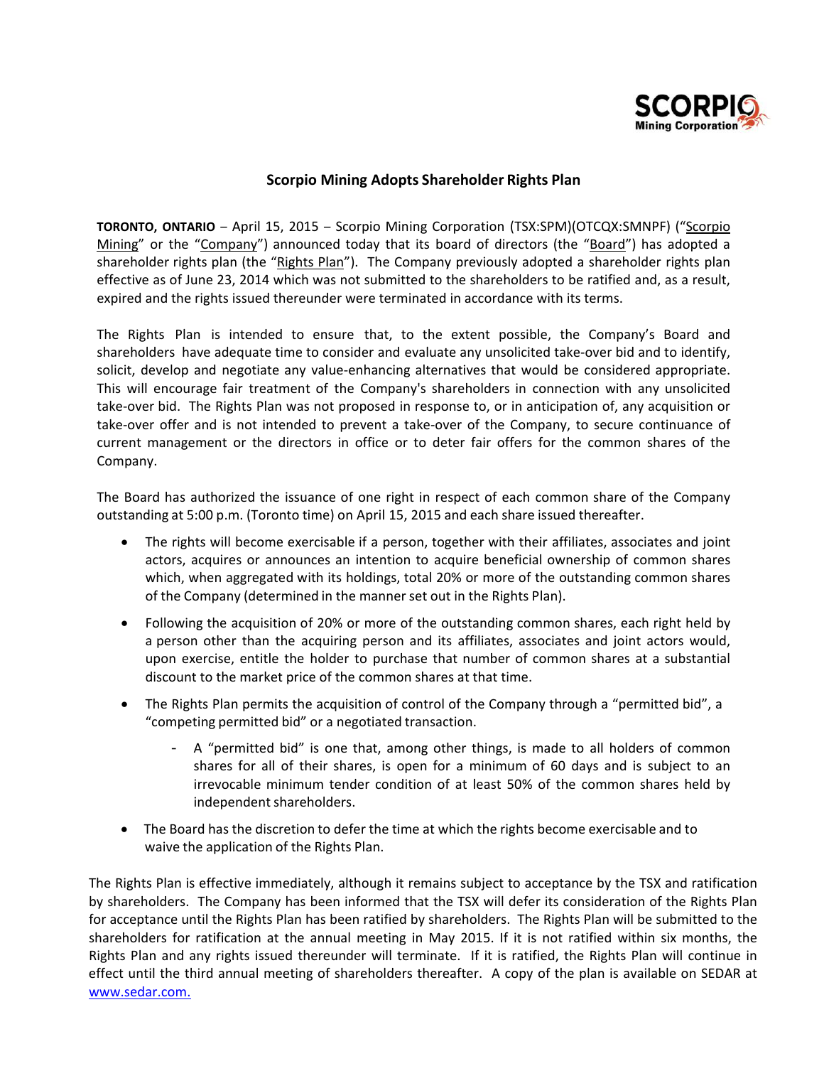# Scorpio Mining Adopts Shareholder Rights Plan

**TORONTO, ONTARIO** – April 15, 2015 – Scorpio Mining Corporation (TSX:SPM)(OTCQX:SMNPF) ("Scorpio Mining" or the "Company") announced today that its board of directors (the "Board") has adopted a shareholder rights plan (the "Rights Plan"). The Company previously adopted a shareholder rights plan effective as of June 23, 2014 which was not submitted to the shareholders to be ratified and, as a result, expired and the rights issued thereunder were terminated in accordance with its terms.

The Rights Plan is intended to ensure that, to the extent possible, the Company's Board and shareholders have adequate time to consider and evaluate any unsolicited take-over bid and to identify, solicit, develop and negotiate any value-enhancing alternatives that would be considered appropriate. This will encourage fair treatment of the Company's shareholders in connection with any unsolicited take-over bid. The Rights Plan was not proposed in response to, or in anticipation of, any acquisition or take-over offer and is not intended to prevent a take-over of the Company, to secure continuance of current management or the directors in office or to deter fair offers for the common shares of the Company.

The Board has authorized the issuance of one right in respect of each common share of the Company outstanding at 5:00 p.m. (Toronto time) on April 15, 2015 and each share issued thereafter.

- The rights will become exercisable if a person, together with their affiliates, associates and joint actors, acquires or announces an intention to acquire beneficial ownership of common shares which, when aggregated with its holdings, total 20% or more of the outstanding common shares of the Company (determined in the manner set out in the Rights Plan).
- Following the acquisition of 20% or more of the outstanding common shares, each right held by a person other than the acquiring person and its affiliates, associates and joint actors would, upon exercise, entitle the holder to purchase that number of common shares at a substantial discount to the market price of the common shares at that time.
- The Rights Plan permits the acquisition of control of the Company through a "permitted bid", a "competing permitted bid" or a negotiated transaction.
  - A "permitted bid" is one that, among other things, is made to all holders of common shares for all of their shares, is open for a minimum of 60 days and is subject to an irrevocable minimum tender condition of at least 50% of the common shares held by independent shareholders.
- The Board has the discretion to defer the time at which the rights become exercisable and to waive the application of the Rights Plan.

The Rights Plan is effective immediately, although it remains subject to acceptance by the TSX and ratification by shareholders. The Company has been informed that the TSX will defer its consideration of the Rights Plan for acceptance until the Rights Plan has been ratified by shareholders. The Rights Plan will be submitted to the shareholders for ratification at the annual meeting in May 2015. If it is not ratified within six months, the Rights Plan and any rights issued thereunder will terminate. If it is ratified, the Rights Plan will continue in effect until the third annual meeting of shareholders thereafter. A copy of the plan is available on SEDAR at www.sedar.com.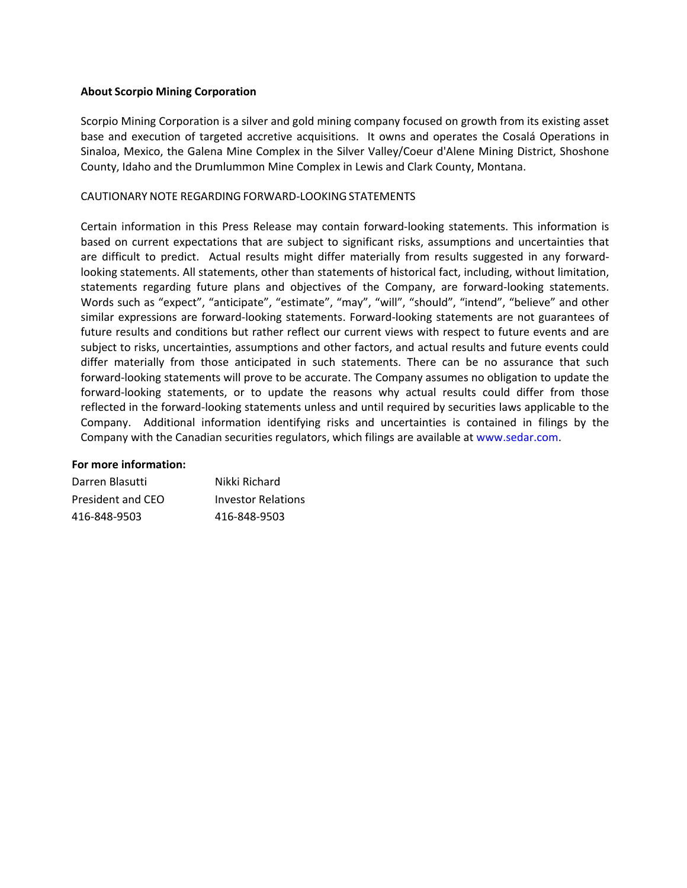**About Scorpio Mining Corporation**

Scorpio Mining Corporation is a silver and gold mining company focused on growth from its existing asset base and execution of targeted accretive acquisitions. It owns and operates the Cosalá Operations in Sinaloa, Mexico, the Galena Mine Complex in the Silver Valley/Coeur d'Alene Mining District, Shoshone County, Idaho and the Drumlummon Mine Complex in Lewis and Clark County, Montana.

CAUTIONARY NOTE REGARDING FORWARD-LOOKING STATEMENTS

Certain information in this Press Release may contain forward-looking statements. This information is based on current expectations that are subject to significant risks, assumptions and uncertainties that are difficult to predict. Actual results might differ materially from results suggested in any forward-looking statements. All statements, other than statements of historical fact, including, without limitation, statements regarding future plans and objectives of the Company, are forward-looking statements. Words such as "expect", "anticipate", "estimate", "may", "will", "should", "intend", "believe" and other similar expressions are forward-looking statements. Forward-looking statements are not guarantees of future results and conditions but rather reflect our current views with respect to future events and are subject to risks, uncertainties, assumptions and other factors, and actual results and future events could differ materially from those anticipated in such statements. There can be no assurance that such forward-looking statements will prove to be accurate. The Company assumes no obligation to update the forward-looking statements, or to update the reasons why actual results could differ from those reflected in the forward-looking statements unless and until required by securities laws applicable to the Company. Additional information identifying risks and uncertainties is contained in filings by the Company with the Canadian securities regulators, which filings are available at www.sedar.com.

**For more information:**

| | |
|---|---|
| Darren Blasutti | Nikki Richard |
| President and CEO | Investor Relations |
| 416-848-9503 | 416-848-9503 |